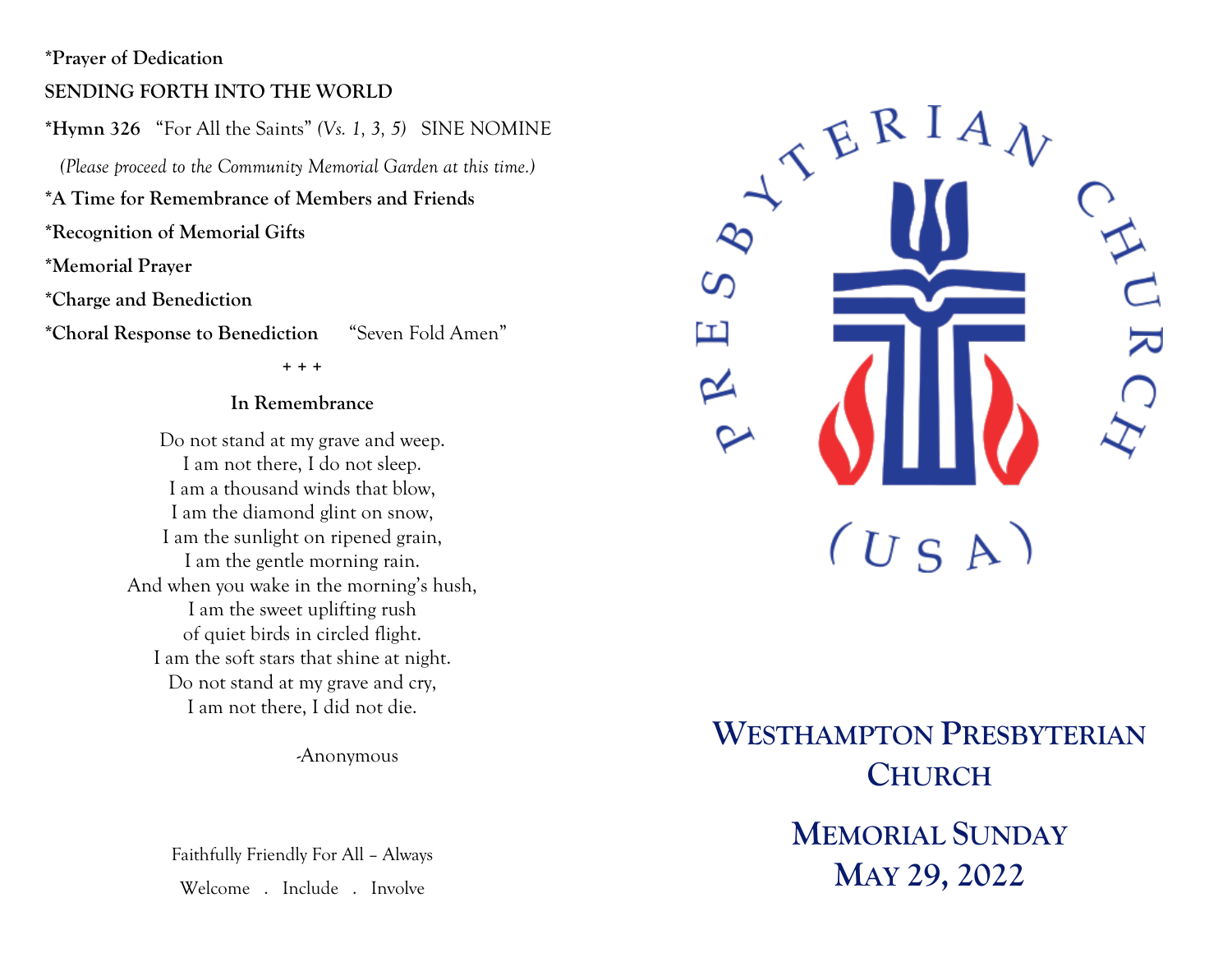**\*Prayer of Dedication**

**SENDING FORTH INTO THE WORLD**

**\*Hymn 326** "For All the Saints" *(Vs. 1, 3, 5)* SINE NOMINE

*(Please proceed to the Community Memorial Garden at this time.)*

**\*A Time for Remembrance of Members and Friends**

**\*Recognition of Memorial Gifts**

**\*Memorial Prayer**

**\*Charge and Benediction**

**\*Choral Response to Benediction** "Seven Fold Amen"

\+ + +

**In Remembrance**

Do not stand at my grave and weep.
I am not there, I do not sleep.
I am a thousand winds that blow,
I am the diamond glint on snow,
I am the sunlight on ripened grain,
I am the gentle morning rain.
And when you wake in the morning's hush,
I am the sweet uplifting rush
of quiet birds in circled flight.
I am the soft stars that shine at night.
Do not stand at my grave and cry,
I am not there, I did not die.

-Anonymous

Faithfully Friendly For All – Always

Welcome . Include . Involve

PRESBYTERIAN CHURCH (USA)

# WESTHAMPTON PRESBYTERIAN CHURCH

## MEMORIAL SUNDAY
## MAY 29, 2022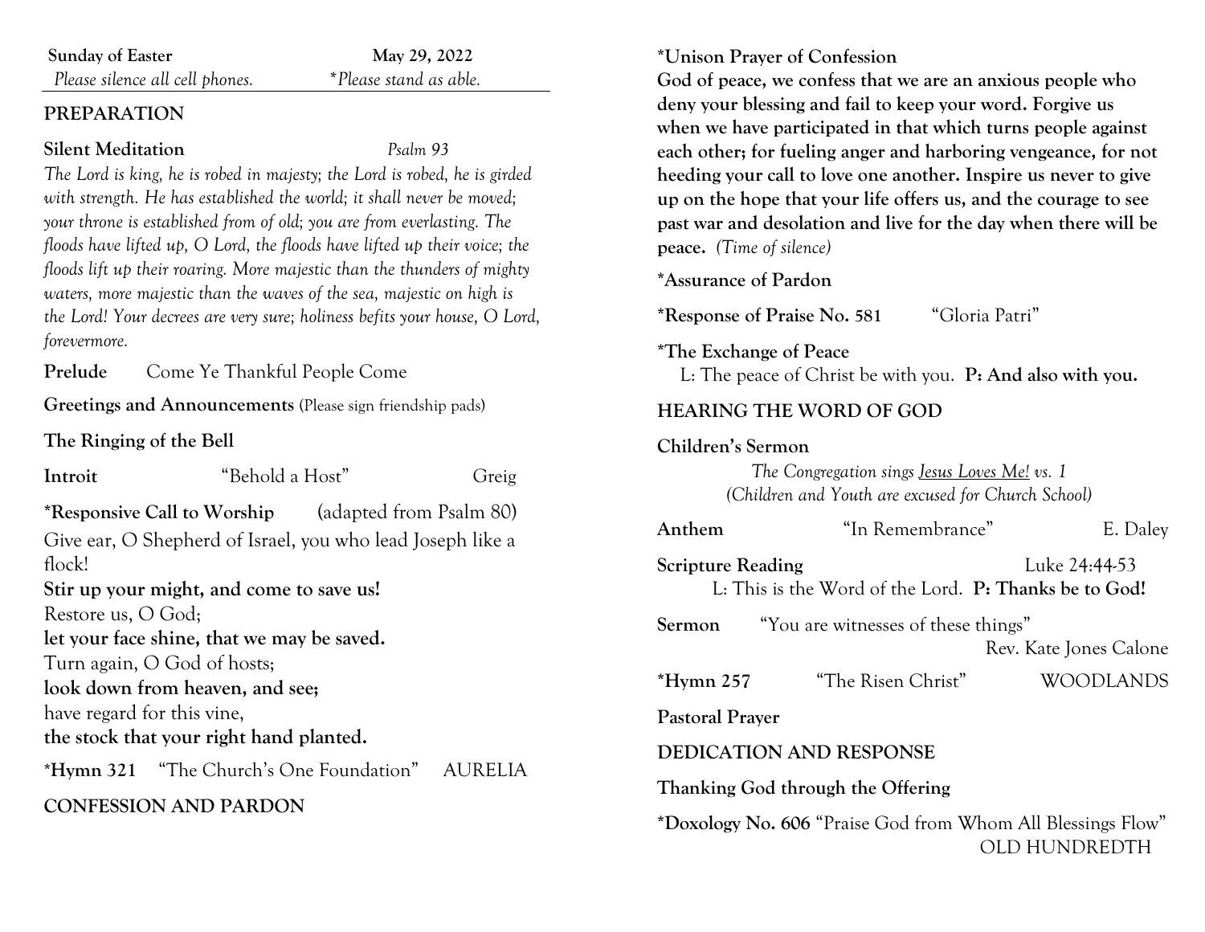**Sunday of Easter** **May 29, 2022**

*Please silence all cell phones.* *\*Please stand as able.*

## PREPARATION

**Silent Meditation** *Psalm 93*

*The Lord is king, he is robed in majesty; the Lord is robed, he is girded with strength. He has established the world; it shall never be moved; your throne is established from of old; you are from everlasting. The floods have lifted up, O Lord, the floods have lifted up their voice; the floods lift up their roaring. More majestic than the thunders of mighty waters, more majestic than the waves of the sea, majestic on high is the Lord! Your decrees are very sure; holiness befits your house, O Lord, forevermore.*

**Prelude** Come Ye Thankful People Come

**Greetings and Announcements** (Please sign friendship pads)

**The Ringing of the Bell**

**Introit** "Behold a Host" Greig

**\*Responsive Call to Worship** (adapted from Psalm 80)

Give ear, O Shepherd of Israel, you who lead Joseph like a flock!
**Stir up your might, and come to save us!**
Restore us, O God;
**let your face shine, that we may be saved.**
Turn again, O God of hosts;
**look down from heaven, and see;**
have regard for this vine,
**the stock that your right hand planted.**

**\*Hymn 321** "The Church's One Foundation" AURELIA

## CONFESSION AND PARDON

**\*Unison Prayer of Confession**

**God of peace, we confess that we are an anxious people who deny your blessing and fail to keep your word. Forgive us when we have participated in that which turns people against each other; for fueling anger and harboring vengeance, for not heeding your call to love one another. Inspire us never to give up on the hope that your life offers us, and the courage to see past war and desolation and live for the day when there will be peace.** *(Time of silence)*

**\*Assurance of Pardon**

**\*Response of Praise No. 581** "Gloria Patri"

**\*The Exchange of Peace**
L: The peace of Christ be with you. **P: And also with you.**

## HEARING THE WORD OF GOD

**Children's Sermon**

*The Congregation sings Jesus Loves Me! vs. 1*
*(Children and Youth are excused for Church School)*

**Anthem** "In Remembrance" E. Daley

**Scripture Reading** Luke 24:44-53
L: This is the Word of the Lord. **P: Thanks be to God!**

**Sermon** "You are witnesses of these things"
Rev. Kate Jones Calone

**\*Hymn 257** "The Risen Christ" WOODLANDS

**Pastoral Prayer**

## DEDICATION AND RESPONSE

**Thanking God through the Offering**

**\*Doxology No. 606** "Praise God from Whom All Blessings Flow" OLD HUNDREDTH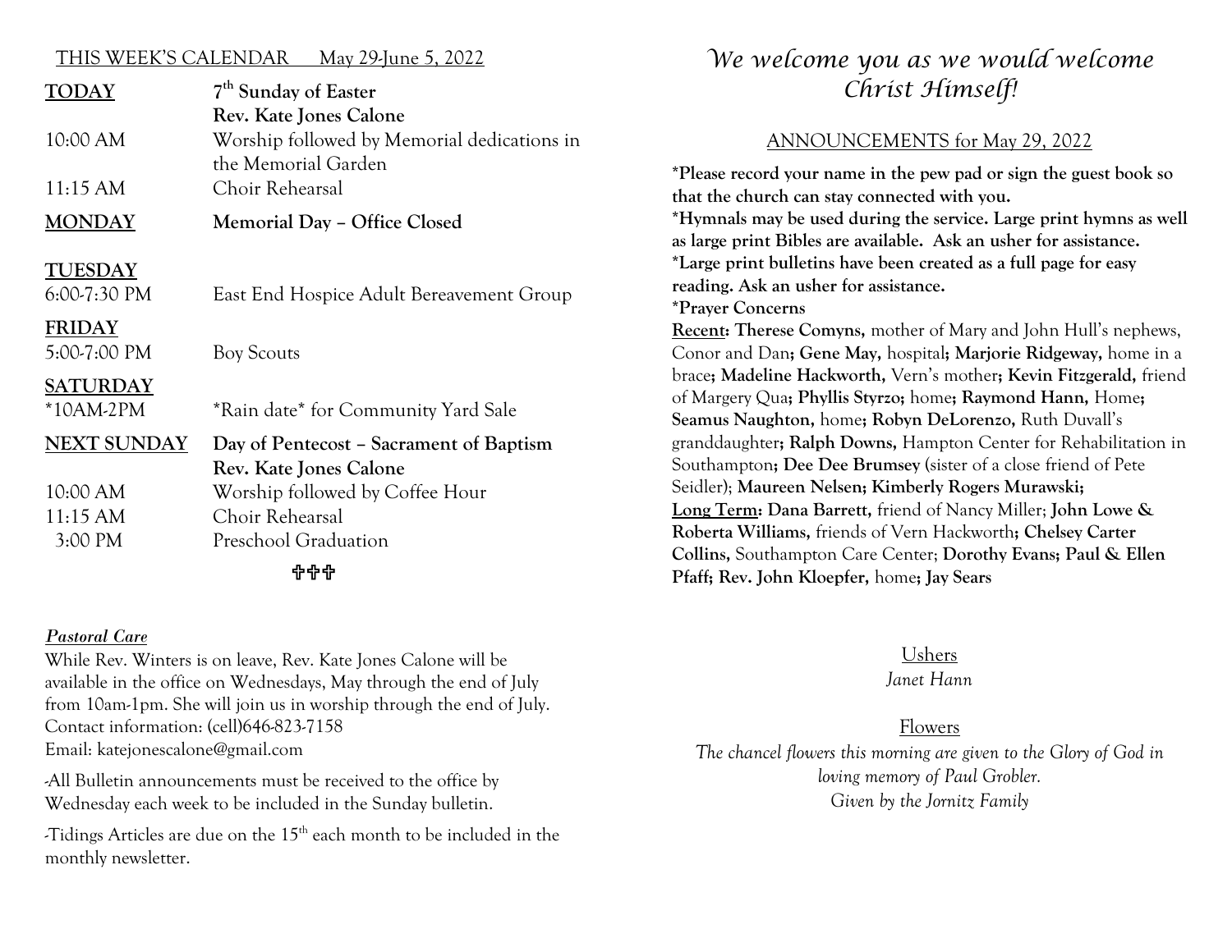THIS WEEK'S CALENDAR May 29-June 5, 2022

| | |
|---|---|
| **TODAY** | **7th Sunday of Easter** |
| | **Rev. Kate Jones Calone** |
| 10:00 AM | Worship followed by Memorial dedications in the Memorial Garden |
| 11:15 AM | Choir Rehearsal |
| **MONDAY** | **Memorial Day – Office Closed** |
| **TUESDAY** | |
| 6:00-7:30 PM | East End Hospice Adult Bereavement Group |
| **FRIDAY** | |
| 5:00-7:00 PM | Boy Scouts |
| **SATURDAY** | |
| *10AM-2PM | *Rain date* for Community Yard Sale |
| **NEXT SUNDAY** | **Day of Pentecost – Sacrament of Baptism** |
| | **Rev. Kate Jones Calone** |
| 10:00 AM | Worship followed by Coffee Hour |
| 11:15 AM | Choir Rehearsal |
| 3:00 PM | Preschool Graduation |

✞✞✞

***Pastoral Care***

While Rev. Winters is on leave, Rev. Kate Jones Calone will be available in the office on Wednesdays, May through the end of July from 10am-1pm. She will join us in worship through the end of July. Contact information: (cell)646-823-7158
Email: katejonescalone@gmail.com

-All Bulletin announcements must be received to the office by Wednesday each week to be included in the Sunday bulletin.

-Tidings Articles are due on the 15th each month to be included in the monthly newsletter.

# *We welcome you as we would welcome Christ Himself!*

## ANNOUNCEMENTS for May 29, 2022

**\*Please record your name in the pew pad or sign the guest book so that the church can stay connected with you.**
**\*Hymnals may be used during the service. Large print hymns as well as large print Bibles are available. Ask an usher for assistance.**
**\*Large print bulletins have been created as a full page for easy reading. Ask an usher for assistance.**
**\*Prayer Concerns**
**Recent: Therese Comyns,** mother of Mary and John Hull's nephews, Conor and Dan**; Gene May,** hospital**; Marjorie Ridgeway,** home in a brace**; Madeline Hackworth,** Vern's mother**; Kevin Fitzgerald,** friend of Margery Qua**; Phyllis Styrzo;** home**; Raymond Hann,** Home**; Seamus Naughton,** home**; Robyn DeLorenzo,** Ruth Duvall's granddaughter**; Ralph Downs,** Hampton Center for Rehabilitation in Southampton**; Dee Dee Brumsey** (sister of a close friend of Pete Seidler); **Maureen Nelsen; Kimberly Rogers Murawski;**
**Long Term: Dana Barrett,** friend of Nancy Miller; **John Lowe & Roberta Williams,** friends of Vern Hackworth**; Chelsey Carter Collins,** Southampton Care Center; **Dorothy Evans; Paul & Ellen Pfaff; Rev. John Kloepfer,** home**; Jay Sears**

Ushers
*Janet Hann*

Flowers
*The chancel flowers this morning are given to the Glory of God in loving memory of Paul Grobler.*
*Given by the Jornitz Family*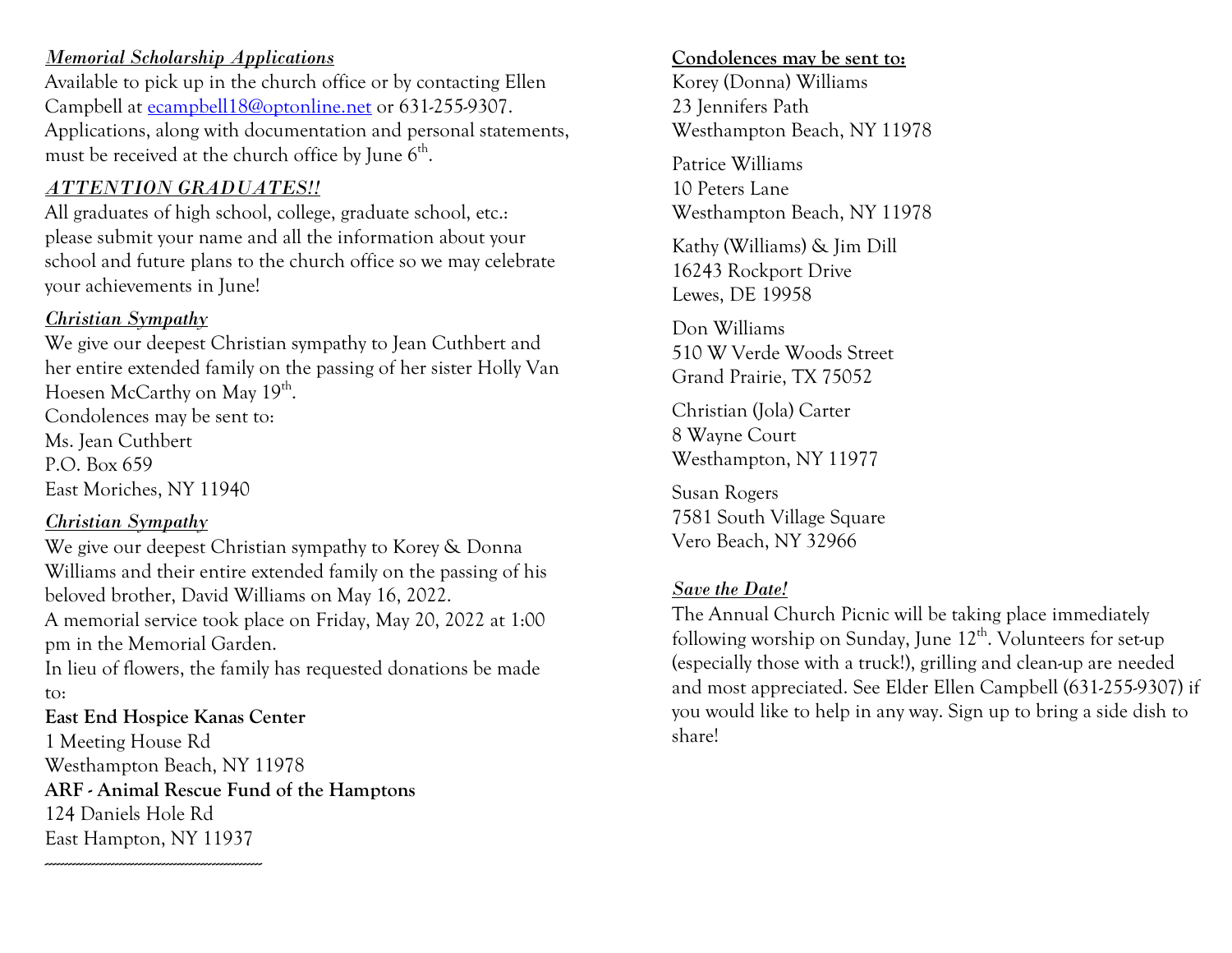***Memorial Scholarship Applications***

Available to pick up in the church office or by contacting Ellen Campbell at ecampbell18@optonline.net or 631-255-9307. Applications, along with documentation and personal statements, must be received at the church office by June 6th.

***ATTENTION GRADUATES!!***

All graduates of high school, college, graduate school, etc.: please submit your name and all the information about your school and future plans to the church office so we may celebrate your achievements in June!

***Christian Sympathy***

We give our deepest Christian sympathy to Jean Cuthbert and her entire extended family on the passing of her sister Holly Van Hoesen McCarthy on May 19th.

Condolences may be sent to:
Ms. Jean Cuthbert
P.O. Box 659
East Moriches, NY 11940

***Christian Sympathy***

We give our deepest Christian sympathy to Korey & Donna Williams and their entire extended family on the passing of his beloved brother, David Williams on May 16, 2022.

A memorial service took place on Friday, May 20, 2022 at 1:00 pm in the Memorial Garden.

In lieu of flowers, the family has requested donations be made to:

**East End Hospice Kanas Center**
1 Meeting House Rd
Westhampton Beach, NY 11978

**ARF - Animal Rescue Fund of the Hamptons**
124 Daniels Hole Rd
East Hampton, NY 11937

---

**Condolences may be sent to:**

Korey (Donna) Williams
23 Jennifers Path
Westhampton Beach, NY 11978

Patrice Williams
10 Peters Lane
Westhampton Beach, NY 11978

Kathy (Williams) & Jim Dill
16243 Rockport Drive
Lewes, DE 19958

Don Williams
510 W Verde Woods Street
Grand Prairie, TX 75052

Christian (Jola) Carter
8 Wayne Court
Westhampton, NY 11977

Susan Rogers
7581 South Village Square
Vero Beach, NY 32966

***Save the Date!***

The Annual Church Picnic will be taking place immediately following worship on Sunday, June 12th. Volunteers for set-up (especially those with a truck!), grilling and clean-up are needed and most appreciated. See Elder Ellen Campbell (631-255-9307) if you would like to help in any way. Sign up to bring a side dish to share!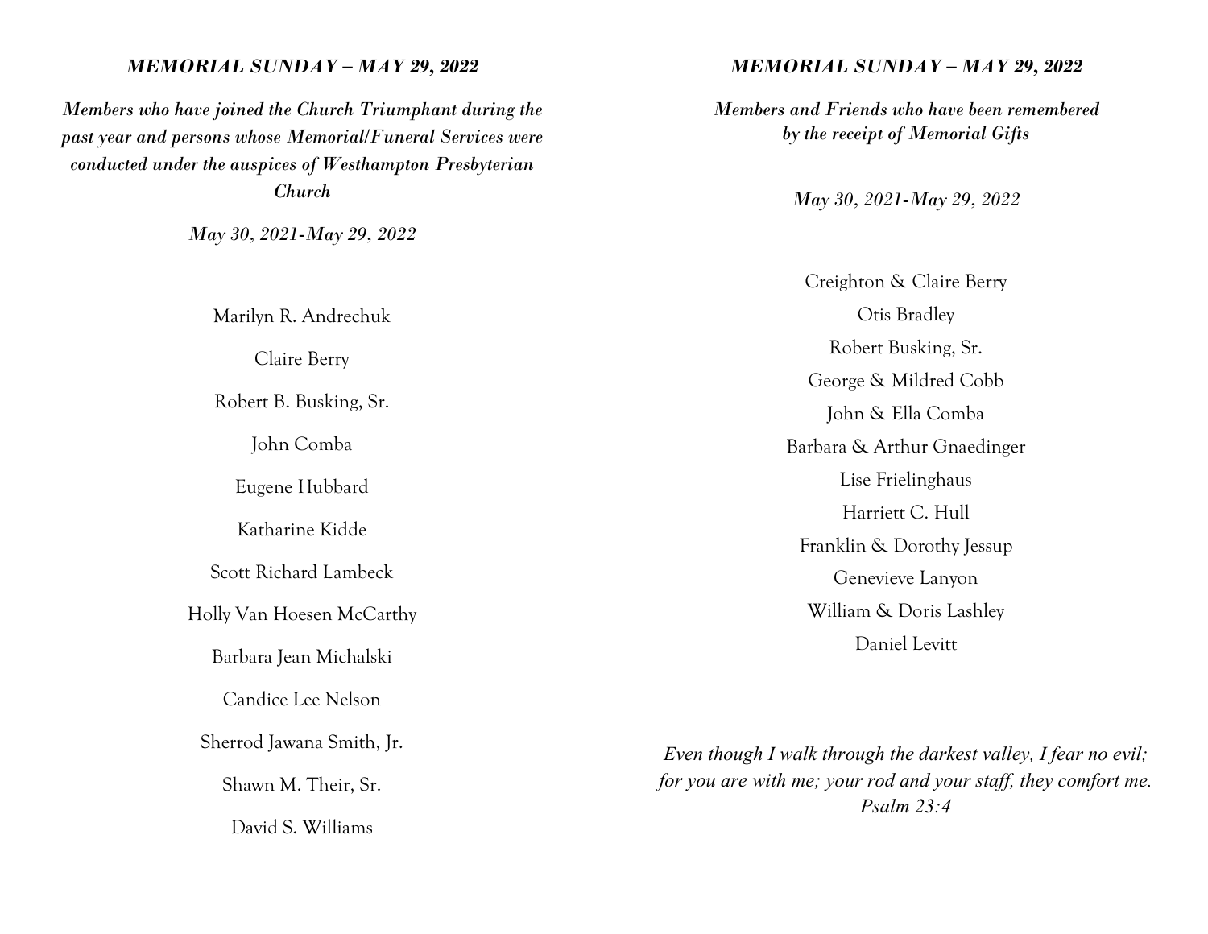***MEMORIAL SUNDAY – MAY 29, 2022***

***Members who have joined the Church Triumphant during the past year and persons whose Memorial/Funeral Services were conducted under the auspices of Westhampton Presbyterian Church***

***May 30, 2021-May 29, 2022***

Marilyn R. Andrechuk

Claire Berry

Robert B. Busking, Sr.

John Comba

Eugene Hubbard

Katharine Kidde

Scott Richard Lambeck

Holly Van Hoesen McCarthy

Barbara Jean Michalski

Candice Lee Nelson

Sherrod Jawana Smith, Jr.

Shawn M. Their, Sr.

David S. Williams

***MEMORIAL SUNDAY – MAY 29, 2022***

***Members and Friends who have been remembered by the receipt of Memorial Gifts***

***May 30, 2021-May 29, 2022***

Creighton & Claire Berry

Otis Bradley

Robert Busking, Sr.

George & Mildred Cobb

John & Ella Comba

Barbara & Arthur Gnaedinger

Lise Frielinghaus

Harriett C. Hull

Franklin & Dorothy Jessup

Genevieve Lanyon

William & Doris Lashley

Daniel Levitt

*Even though I walk through the darkest valley, I fear no evil; for you are with me; your rod and your staff, they comfort me. Psalm 23:4*